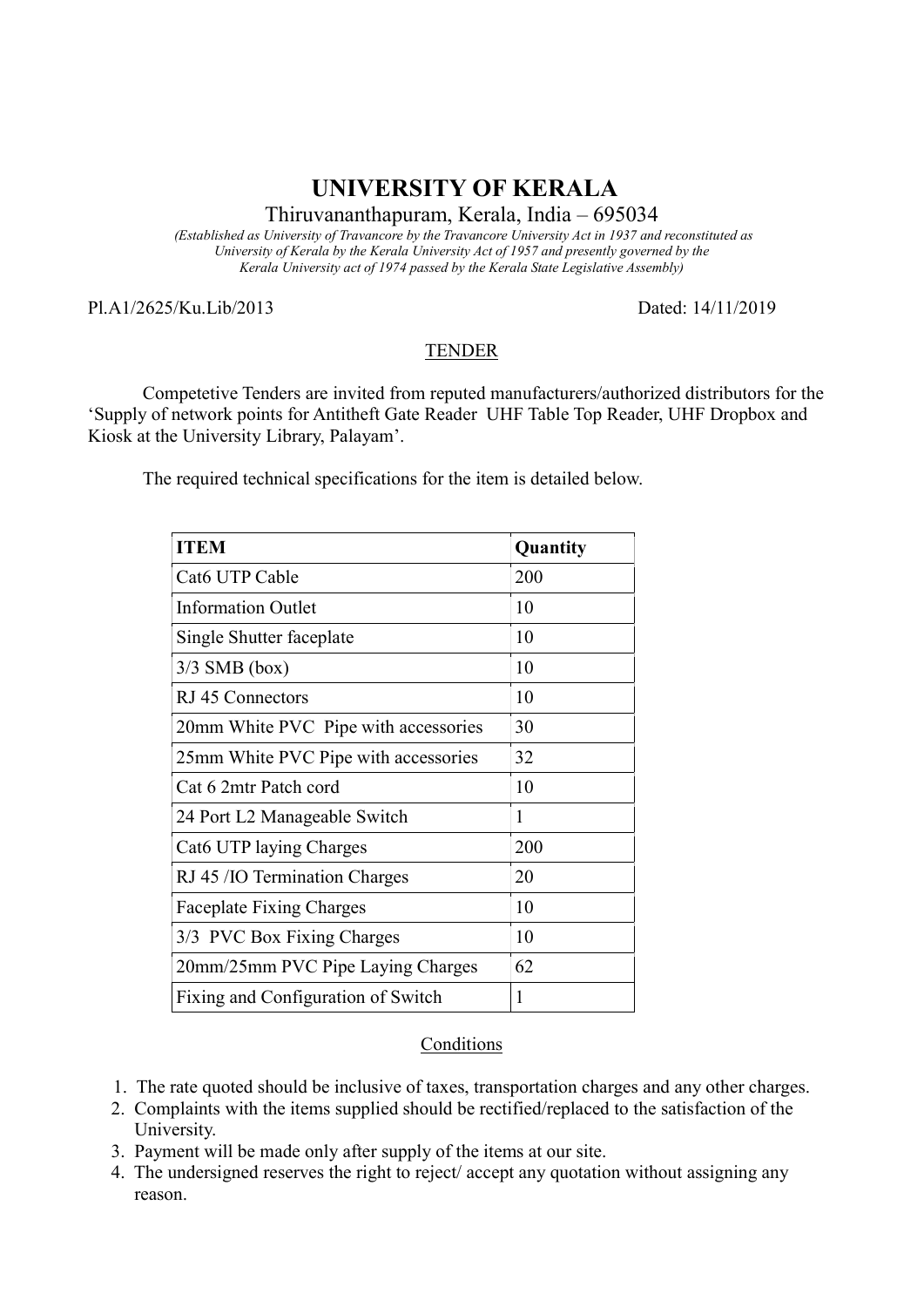# UNIVERSITY OF KERALA

Thiruvananthapuram, Kerala, India – 695034

*(Established as University of Travancore by the Travancore University Act in 1937 and reconstituted as University of Kerala by the Kerala University Act of 1957 and presently governed by the Kerala University act of 1974 passed by the Kerala State Legislative Assembly)*

Pl.A1/2625/Ku.Lib/2013 Dated: 14/11/2019

## TENDER

Competetive Tenders are invited from reputed manufacturers/authorized distributors for the 'Supply of network points for Antitheft Gate Reader UHF Table Top Reader, UHF Dropbox and Kiosk at the University Library, Palayam'.

The required technical specifications for the item is detailed below.

| ITEM | Quantity |
|---|---|
| Cat6 UTP Cable | 200 |
| Information Outlet | 10 |
| Single Shutter faceplate | 10 |
| 3/3 SMB (box) | 10 |
| RJ 45 Connectors | 10 |
| 20mm White PVC Pipe with accessories | 30 |
| 25mm White PVC Pipe with accessories | 32 |
| Cat 6 2mtr Patch cord | 10 |
| 24 Port L2 Manageable Switch | 1 |
| Cat6 UTP laying Charges | 200 |
| RJ 45 /IO Termination Charges | 20 |
| Faceplate Fixing Charges | 10 |
| 3/3 PVC Box Fixing Charges | 10 |
| 20mm/25mm PVC Pipe Laying Charges | 62 |
| Fixing and Configuration of Switch | 1 |

## Conditions

1. The rate quoted should be inclusive of taxes, transportation charges and any other charges.
2. Complaints with the items supplied should be rectified/replaced to the satisfaction of the University.
3. Payment will be made only after supply of the items at our site.
4. The undersigned reserves the right to reject/ accept any quotation without assigning any reason.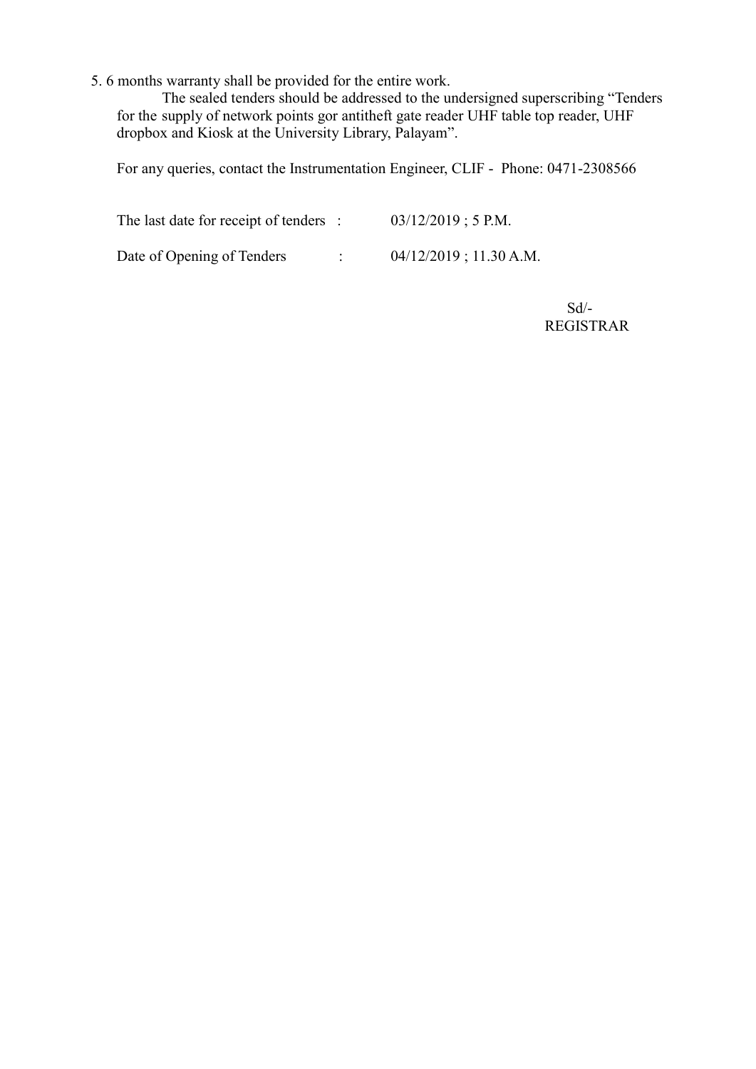5. 6 months warranty shall be provided for the entire work.

The sealed tenders should be addressed to the undersigned superscribing "Tenders for the supply of network points gor antitheft gate reader UHF table top reader, UHF dropbox and Kiosk at the University Library, Palayam".

For any queries, contact the Instrumentation Engineer, CLIF - Phone: 0471-2308566

| | | |
|---|---|---|
| The last date for receipt of tenders | : | 03/12/2019 ; 5 P.M. |
| Date of Opening of Tenders | : | 04/12/2019 ; 11.30 A.M. |

Sd/-
REGISTRAR